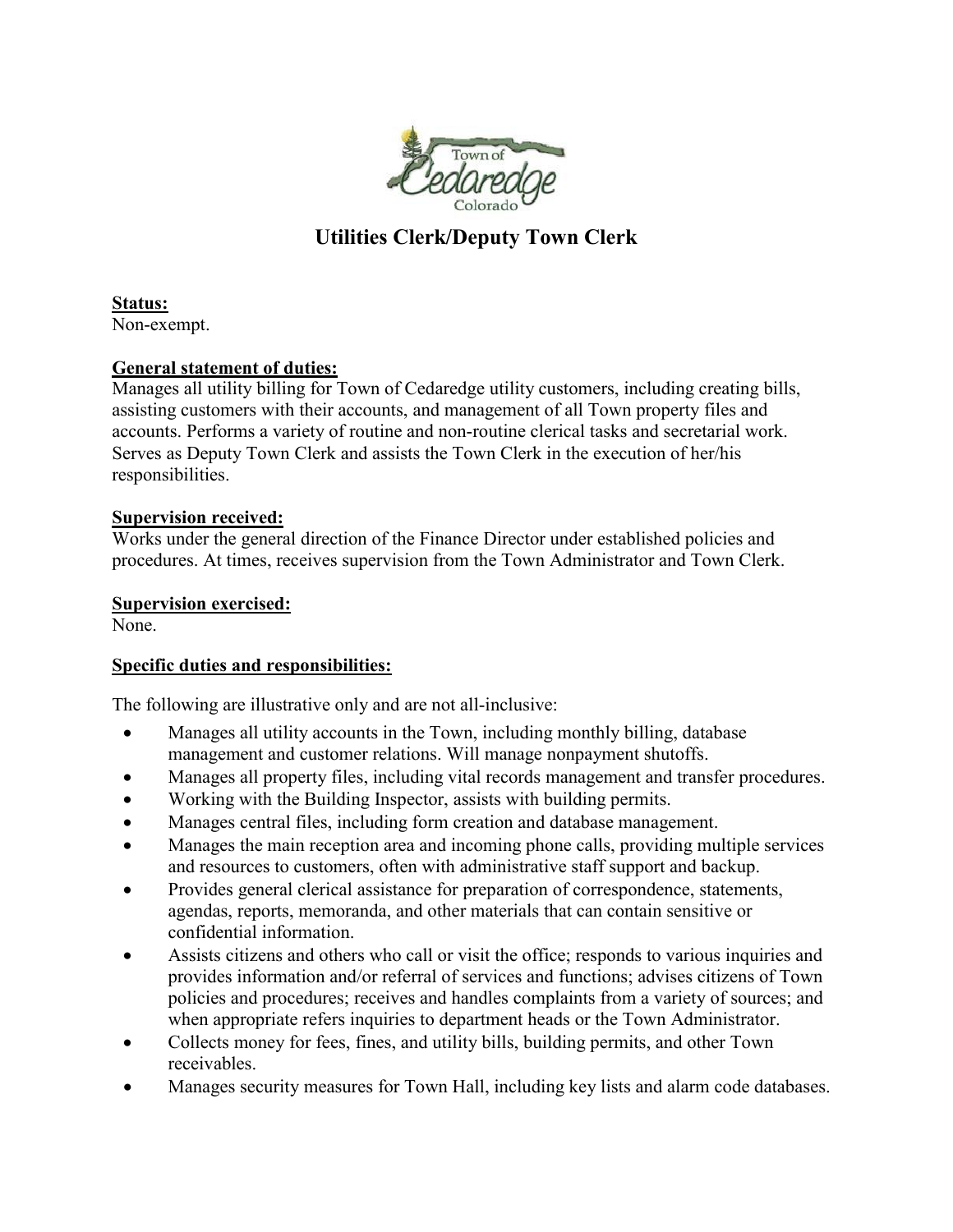Town of Cedaredge Colorado

# Utilities Clerk/Deputy Town Clerk

**Status:**
Non-exempt.

**General statement of duties:**
Manages all utility billing for Town of Cedaredge utility customers, including creating bills, assisting customers with their accounts, and management of all Town property files and accounts. Performs a variety of routine and non-routine clerical tasks and secretarial work. Serves as Deputy Town Clerk and assists the Town Clerk in the execution of her/his responsibilities.

**Supervision received:**
Works under the general direction of the Finance Director under established policies and procedures. At times, receives supervision from the Town Administrator and Town Clerk.

**Supervision exercised:**
None.

**Specific duties and responsibilities:**

The following are illustrative only and are not all-inclusive:

- Manages all utility accounts in the Town, including monthly billing, database management and customer relations. Will manage nonpayment shutoffs.
- Manages all property files, including vital records management and transfer procedures.
- Working with the Building Inspector, assists with building permits.
- Manages central files, including form creation and database management.
- Manages the main reception area and incoming phone calls, providing multiple services and resources to customers, often with administrative staff support and backup.
- Provides general clerical assistance for preparation of correspondence, statements, agendas, reports, memoranda, and other materials that can contain sensitive or confidential information.
- Assists citizens and others who call or visit the office; responds to various inquiries and provides information and/or referral of services and functions; advises citizens of Town policies and procedures; receives and handles complaints from a variety of sources; and when appropriate refers inquiries to department heads or the Town Administrator.
- Collects money for fees, fines, and utility bills, building permits, and other Town receivables.
- Manages security measures for Town Hall, including key lists and alarm code databases.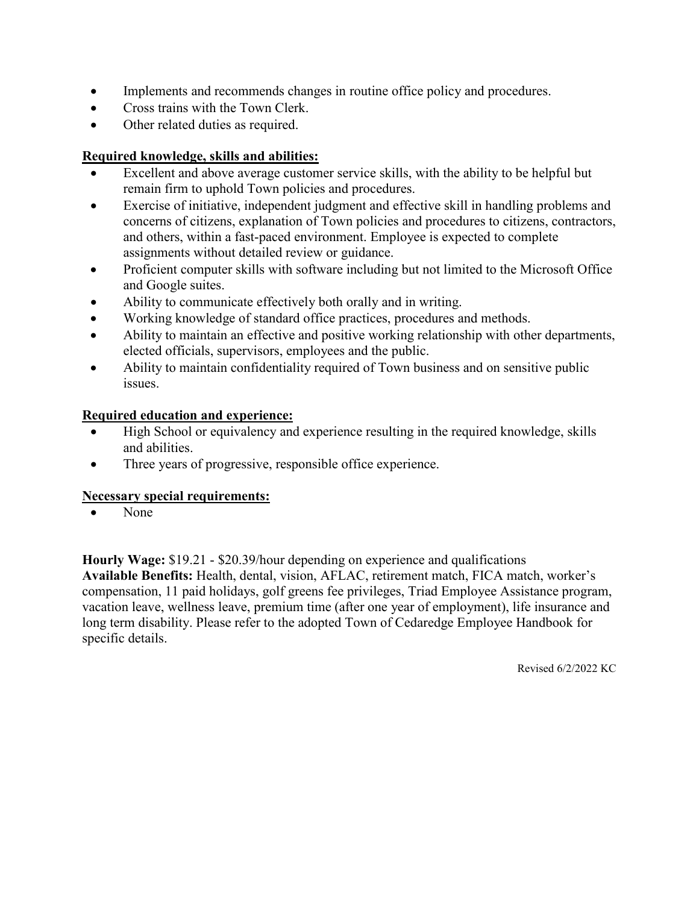- Implements and recommends changes in routine office policy and procedures.
- Cross trains with the Town Clerk.
- Other related duties as required.

**Required knowledge, skills and abilities:**

- Excellent and above average customer service skills, with the ability to be helpful but remain firm to uphold Town policies and procedures.
- Exercise of initiative, independent judgment and effective skill in handling problems and concerns of citizens, explanation of Town policies and procedures to citizens, contractors, and others, within a fast-paced environment. Employee is expected to complete assignments without detailed review or guidance.
- Proficient computer skills with software including but not limited to the Microsoft Office and Google suites.
- Ability to communicate effectively both orally and in writing.
- Working knowledge of standard office practices, procedures and methods.
- Ability to maintain an effective and positive working relationship with other departments, elected officials, supervisors, employees and the public.
- Ability to maintain confidentiality required of Town business and on sensitive public issues.

**Required education and experience:**

- High School or equivalency and experience resulting in the required knowledge, skills and abilities.
- Three years of progressive, responsible office experience.

**Necessary special requirements:**

- None

**Hourly Wage:** $19.21 - $20.39/hour depending on experience and qualifications
**Available Benefits:** Health, dental, vision, AFLAC, retirement match, FICA match, worker's compensation, 11 paid holidays, golf greens fee privileges, Triad Employee Assistance program, vacation leave, wellness leave, premium time (after one year of employment), life insurance and long term disability. Please refer to the adopted Town of Cedaredge Employee Handbook for specific details.

Revised 6/2/2022 KC